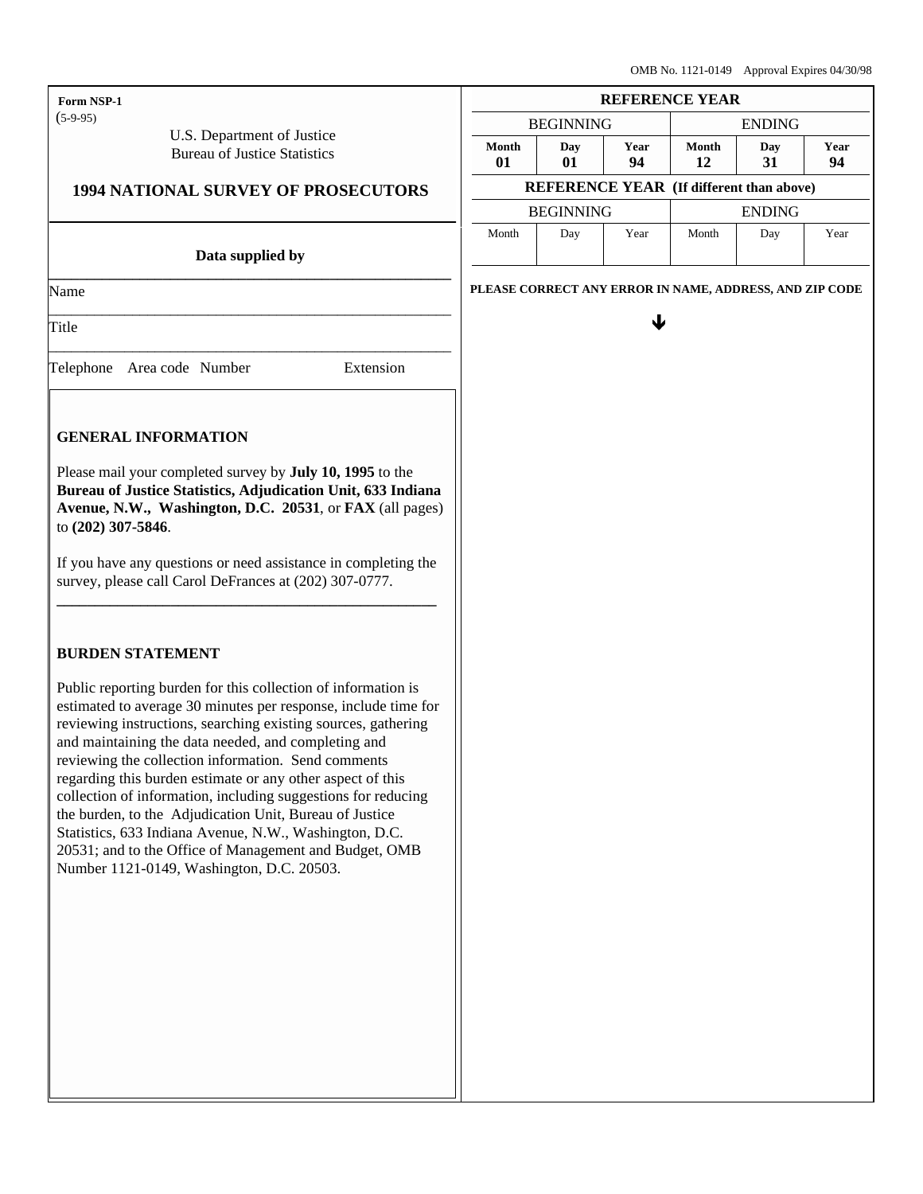OMB No. 1121-0149 Approval Expires 04/30/98

**Form NSP-1**
(5-9-95)

U.S. Department of Justice
Bureau of Justice Statistics

# 1994 NATIONAL SURVEY OF PROSECUTORS

| REFERENCE YEAR | | | | | |
|---|---|---|---|---|---|
| BEGINNING | | | ENDING | | |
| Month 01 | Day 01 | Year 94 | Month 12 | Day 31 | Year 94 |

| REFERENCE YEAR (If different than above) | | | | | |
|---|---|---|---|---|---|
| BEGINNING | | | ENDING | | |
| Month | Day | Year | Month | Day | Year |
| | | | | | |

**Data supplied by**

Name

Title

Telephone Area code Number Extension

**PLEASE CORRECT ANY ERROR IN NAME, ADDRESS, AND ZIP CODE**

## GENERAL INFORMATION

Please mail your completed survey by **July 10, 1995** to the **Bureau of Justice Statistics, Adjudication Unit, 633 Indiana Avenue, N.W., Washington, D.C. 20531**, or **FAX** (all pages) to **(202) 307-5846**.

If you have any questions or need assistance in completing the survey, please call Carol DeFrances at (202) 307-0777.

## BURDEN STATEMENT

Public reporting burden for this collection of information is estimated to average 30 minutes per response, include time for reviewing instructions, searching existing sources, gathering and maintaining the data needed, and completing and reviewing the collection information. Send comments regarding this burden estimate or any other aspect of this collection of information, including suggestions for reducing the burden, to the Adjudication Unit, Bureau of Justice Statistics, 633 Indiana Avenue, N.W., Washington, D.C. 20531; and to the Office of Management and Budget, OMB Number 1121-0149, Washington, D.C. 20503.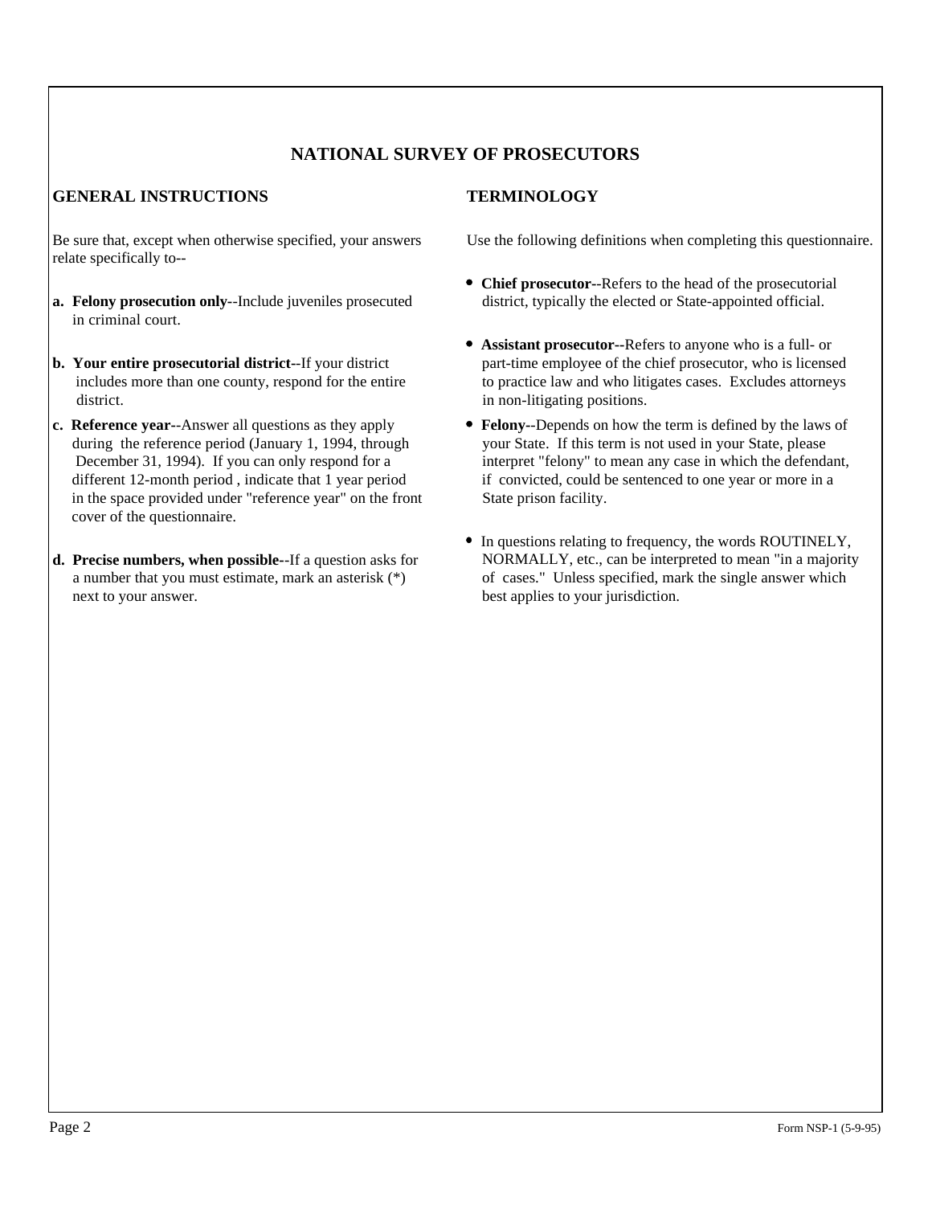# NATIONAL SURVEY OF PROSECUTORS

## GENERAL INSTRUCTIONS

Be sure that, except when otherwise specified, your answers relate specifically to--

**a. Felony prosecution only**--Include juveniles prosecuted in criminal court.

**b. Your entire prosecutorial district**--If your district includes more than one county, respond for the entire district.

**c. Reference year**--Answer all questions as they apply during the reference period (January 1, 1994, through December 31, 1994). If you can only respond for a different 12-month period , indicate that 1 year period in the space provided under "reference year" on the front cover of the questionnaire.

**d. Precise numbers, when possible**--If a question asks for a number that you must estimate, mark an asterisk (*) next to your answer.

## TERMINOLOGY

Use the following definitions when completing this questionnaire.

- **Chief prosecutor**--Refers to the head of the prosecutorial district, typically the elected or State-appointed official.
- **Assistant prosecutor**--Refers to anyone who is a full- or part-time employee of the chief prosecutor, who is licensed to practice law and who litigates cases. Excludes attorneys in non-litigating positions.
- **Felony**--Depends on how the term is defined by the laws of your State. If this term is not used in your State, please interpret "felony" to mean any case in which the defendant, if convicted, could be sentenced to one year or more in a State prison facility.
- In questions relating to frequency, the words ROUTINELY, NORMALLY, etc., can be interpreted to mean "in a majority of cases." Unless specified, mark the single answer which best applies to your jurisdiction.

Form NSP-1 (5-9-95)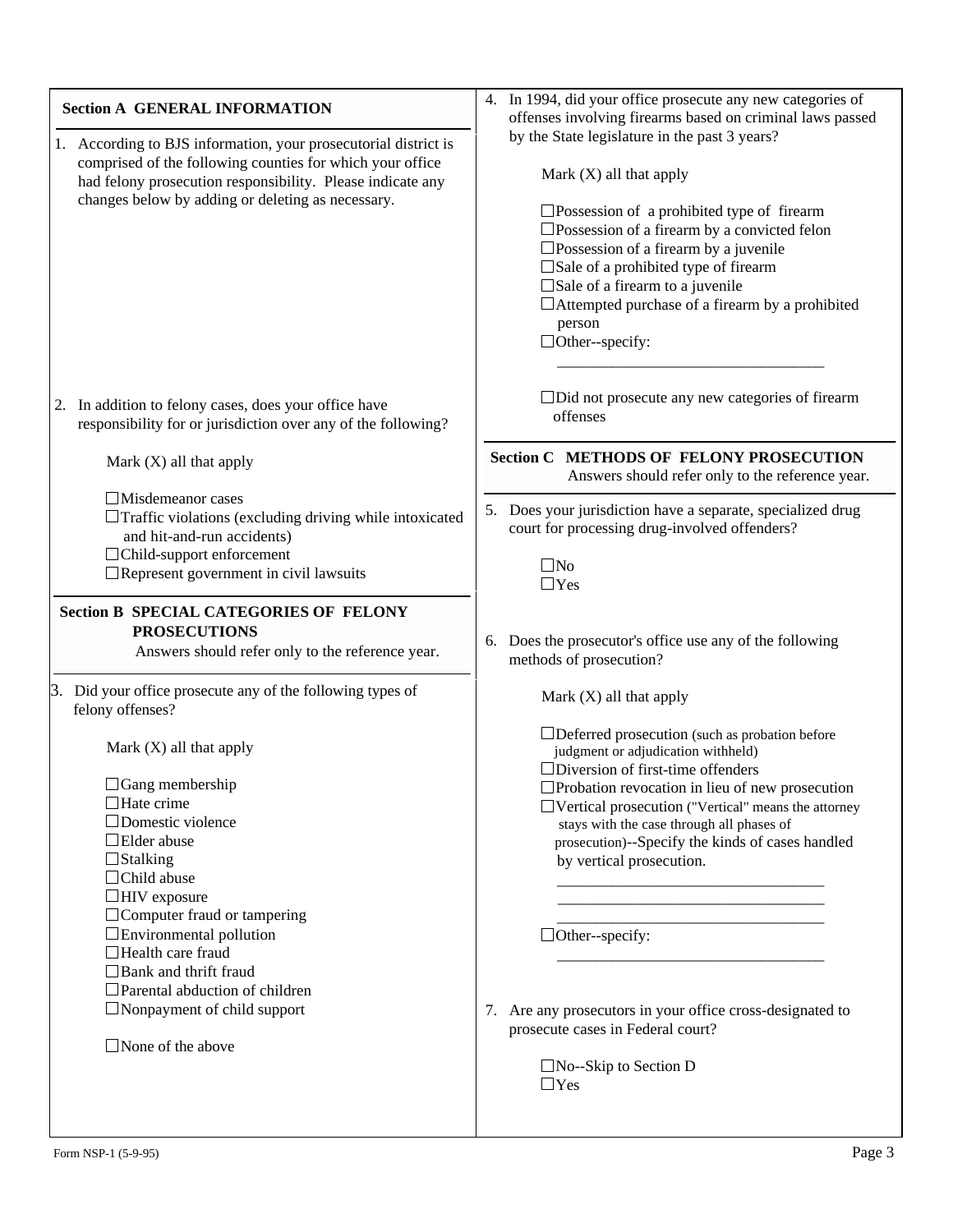## Section A GENERAL INFORMATION

1. According to BJS information, your prosecutorial district is comprised of the following counties for which your office had felony prosecution responsibility. Please indicate any changes below by adding or deleting as necessary.

2. In addition to felony cases, does your office have responsibility for or jurisdiction over any of the following?

   Mark (X) all that apply

   - ☐ Misdemeanor cases
   - ☐ Traffic violations (excluding driving while intoxicated and hit-and-run accidents)
   - ☐ Child-support enforcement
   - ☐ Represent government in civil lawsuits

## Section B SPECIAL CATEGORIES OF FELONY PROSECUTIONS

Answers should refer only to the reference year.

3. Did your office prosecute any of the following types of felony offenses?

   Mark (X) all that apply

   - ☐ Gang membership
   - ☐ Hate crime
   - ☐ Domestic violence
   - ☐ Elder abuse
   - ☐ Stalking
   - ☐ Child abuse
   - ☐ HIV exposure
   - ☐ Computer fraud or tampering
   - ☐ Environmental pollution
   - ☐ Health care fraud
   - ☐ Bank and thrift fraud
   - ☐ Parental abduction of children
   - ☐ Nonpayment of child support

   - ☐ None of the above

4. In 1994, did your office prosecute any new categories of offenses involving firearms based on criminal laws passed by the State legislature in the past 3 years?

   Mark (X) all that apply

   - ☐ Possession of a prohibited type of firearm
   - ☐ Possession of a firearm by a convicted felon
   - ☐ Possession of a firearm by a juvenile
   - ☐ Sale of a prohibited type of firearm
   - ☐ Sale of a firearm to a juvenile
   - ☐ Attempted purchase of a firearm by a prohibited person
   - ☐ Other--specify: ______________________________

   - ☐ Did not prosecute any new categories of firearm offenses

## Section C METHODS OF FELONY PROSECUTION

Answers should refer only to the reference year.

5. Does your jurisdiction have a separate, specialized drug court for processing drug-involved offenders?

   - ☐ No
   - ☐ Yes

6. Does the prosecutor's office use any of the following methods of prosecution?

   Mark (X) all that apply

   - ☐ Deferred prosecution (such as probation before judgment or adjudication withheld)
   - ☐ Diversion of first-time offenders
   - ☐ Probation revocation in lieu of new prosecution
   - ☐ Vertical prosecution ("Vertical" means the attorney stays with the case through all phases of prosecution)--Specify the kinds of cases handled by vertical prosecution.

     ______________________________
     ______________________________
     ______________________________
   - ☐ Other--specify: ______________________________

7. Are any prosecutors in your office cross-designated to prosecute cases in Federal court?

   - ☐ No--Skip to Section D
   - ☐ Yes

Form NSP-1 (5-9-95)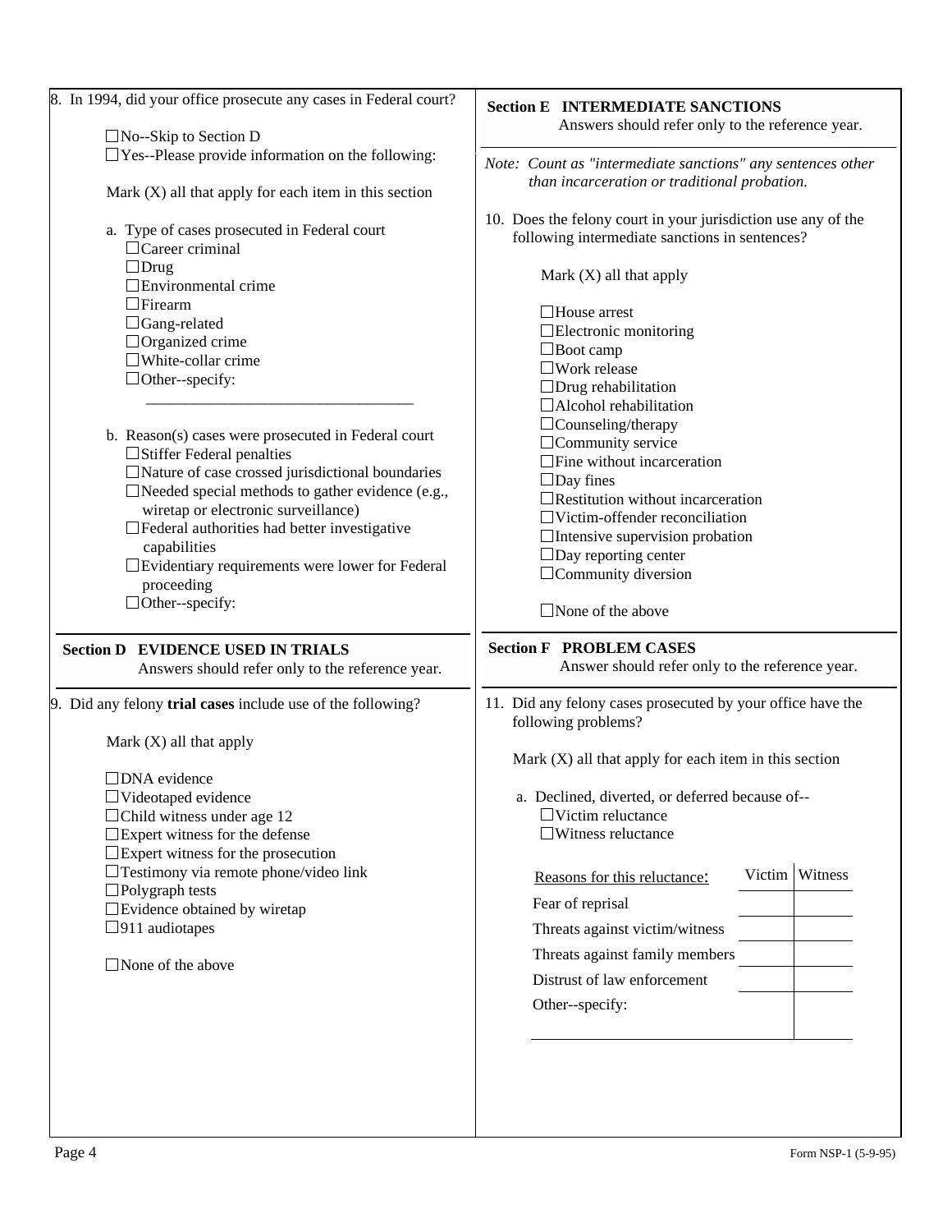8. In 1994, did your office prosecute any cases in Federal court?

- ☐ No--Skip to Section D
- ☐ Yes--Please provide information on the following:

Mark (X) all that apply for each item in this section

a. Type of cases prosecuted in Federal court
- ☐ Career criminal
- ☐ Drug
- ☐ Environmental crime
- ☐ Firearm
- ☐ Gang-related
- ☐ Organized crime
- ☐ White-collar crime
- ☐ Other--specify: ______________________________

b. Reason(s) cases were prosecuted in Federal court
- ☐ Stiffer Federal penalties
- ☐ Nature of case crossed jurisdictional boundaries
- ☐ Needed special methods to gather evidence (e.g., wiretap or electronic surveillance)
- ☐ Federal authorities had better investigative capabilities
- ☐ Evidentiary requirements were lower for Federal proceeding
- ☐ Other--specify:

## Section D EVIDENCE USED IN TRIALS

Answers should refer only to the reference year.

9. Did any felony **trial cases** include use of the following?

Mark (X) all that apply

- ☐ DNA evidence
- ☐ Videotaped evidence
- ☐ Child witness under age 12
- ☐ Expert witness for the defense
- ☐ Expert witness for the prosecution
- ☐ Testimony via remote phone/video link
- ☐ Polygraph tests
- ☐ Evidence obtained by wiretap
- ☐ 911 audiotapes

- ☐ None of the above

## Section E INTERMEDIATE SANCTIONS

Answers should refer only to the reference year.

*Note: Count as "intermediate sanctions" any sentences other than incarceration or traditional probation.*

10. Does the felony court in your jurisdiction use any of the following intermediate sanctions in sentences?

Mark (X) all that apply

- ☐ House arrest
- ☐ Electronic monitoring
- ☐ Boot camp
- ☐ Work release
- ☐ Drug rehabilitation
- ☐ Alcohol rehabilitation
- ☐ Counseling/therapy
- ☐ Community service
- ☐ Fine without incarceration
- ☐ Day fines
- ☐ Restitution without incarceration
- ☐ Victim-offender reconciliation
- ☐ Intensive supervision probation
- ☐ Day reporting center
- ☐ Community diversion

- ☐ None of the above

## Section F PROBLEM CASES

Answer should refer only to the reference year.

11. Did any felony cases prosecuted by your office have the following problems?

Mark (X) all that apply for each item in this section

a. Declined, diverted, or deferred because of--
- ☐ Victim reluctance
- ☐ Witness reluctance

| Reasons for this reluctance: | Victim | Witness |
|---|---|---|
| Fear of reprisal | | |
| Threats against victim/witness | | |
| Threats against family members | | |
| Distrust of law enforcement | | |
| Other--specify: | | |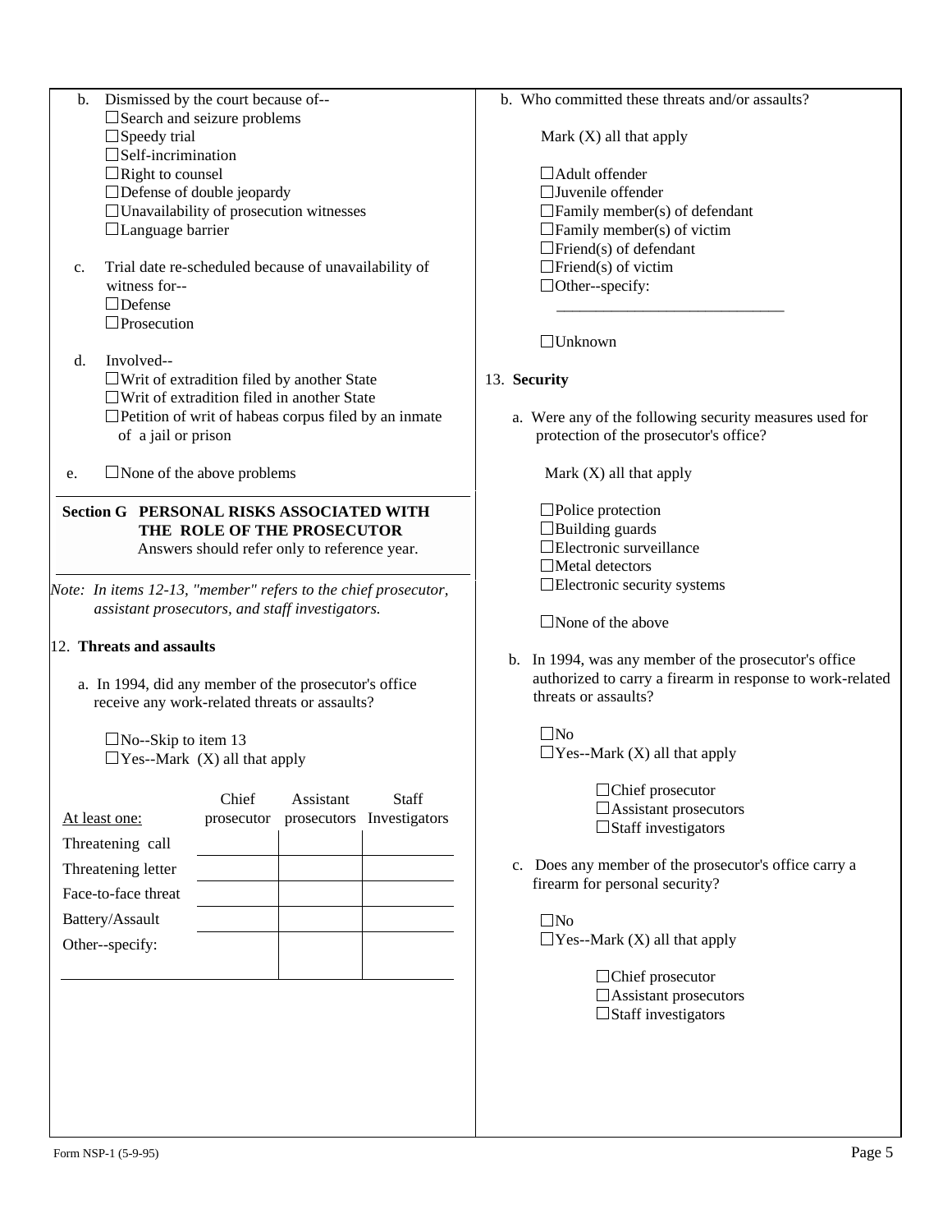b. Dismissed by the court because of--
☐Search and seizure problems
☐Speedy trial
☐Self-incrimination
☐Right to counsel
☐Defense of double jeopardy
☐Unavailability of prosecution witnesses
☐Language barrier

c. Trial date re-scheduled because of unavailability of witness for--
☐Defense
☐Prosecution

d. Involved--
☐Writ of extradition filed by another State
☐Writ of extradition filed in another State
☐Petition of writ of habeas corpus filed by an inmate of a jail or prison

e. ☐None of the above problems

## Section G PERSONAL RISKS ASSOCIATED WITH THE ROLE OF THE PROSECUTOR

Answers should refer only to reference year.

*Note: In items 12-13, "member" refers to the chief prosecutor, assistant prosecutors, and staff investigators.*

12. **Threats and assaults**

a. In 1994, did any member of the prosecutor's office receive any work-related threats or assaults?

☐No--Skip to item 13
☐Yes--Mark (X) all that apply

| At least one: | Chief prosecutor | Assistant prosecutors | Staff Investigators |
|---|---|---|---|
| Threatening call | | | |
| Threatening letter | | | |
| Face-to-face threat | | | |
| Battery/Assault | | | |
| Other--specify: | | | |

b. Who committed these threats and/or assaults?

Mark (X) all that apply

☐Adult offender
☐Juvenile offender
☐Family member(s) of defendant
☐Family member(s) of victim
☐Friend(s) of defendant
☐Friend(s) of victim
☐Other--specify:

______________________________

☐Unknown

13. **Security**

a. Were any of the following security measures used for protection of the prosecutor's office?

Mark (X) all that apply

☐Police protection
☐Building guards
☐Electronic surveillance
☐Metal detectors
☐Electronic security systems

☐None of the above

b. In 1994, was any member of the prosecutor's office authorized to carry a firearm in response to work-related threats or assaults?

☐No
☐Yes--Mark (X) all that apply

☐Chief prosecutor
☐Assistant prosecutors
☐Staff investigators

c. Does any member of the prosecutor's office carry a firearm for personal security?

☐No
☐Yes--Mark (X) all that apply

☐Chief prosecutor
☐Assistant prosecutors
☐Staff investigators

Form NSP-1 (5-9-95)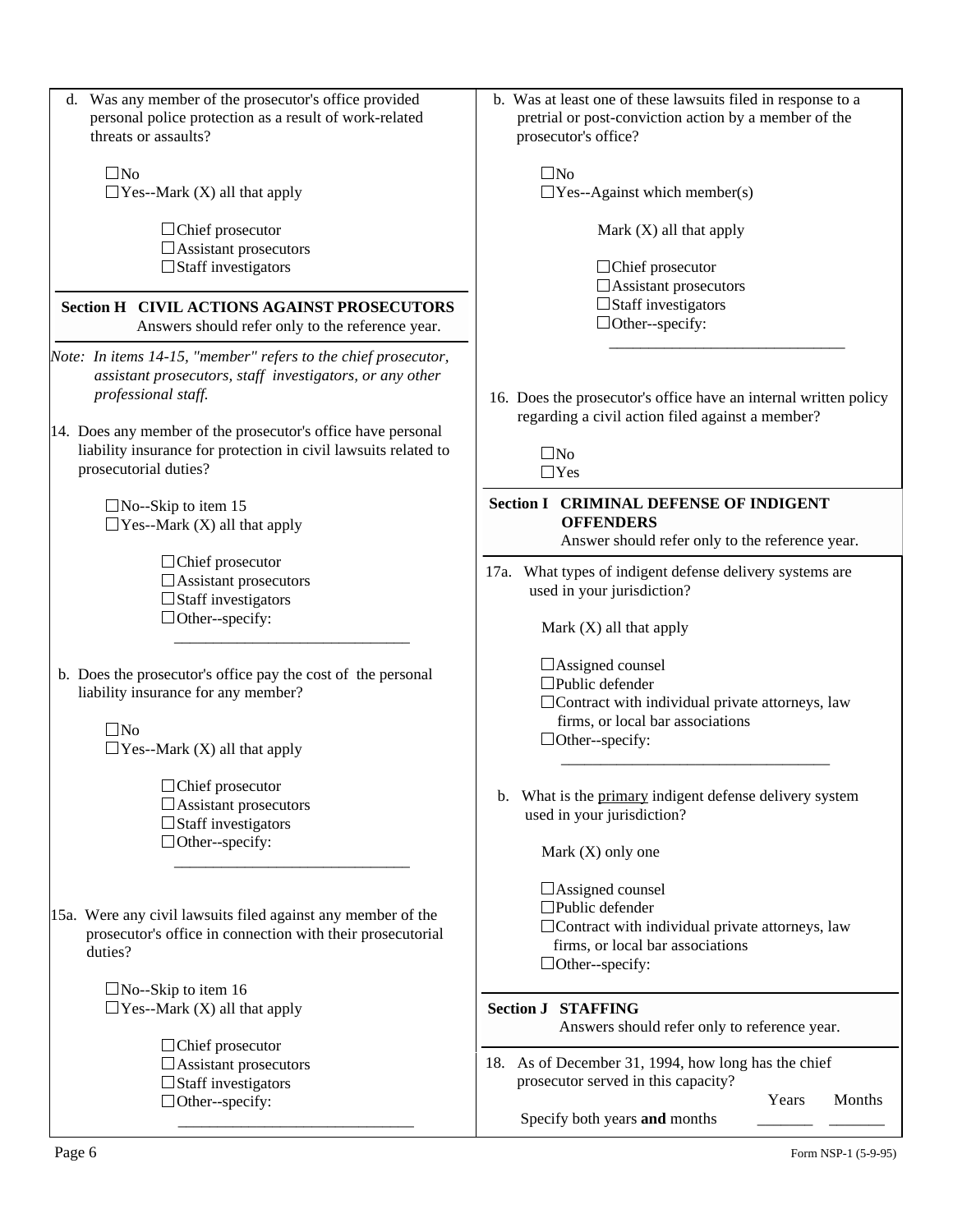d. Was any member of the prosecutor's office provided personal police protection as a result of work-related threats or assaults?

- ☐ No
- ☐ Yes--Mark (X) all that apply
  - ☐ Chief prosecutor
  - ☐ Assistant prosecutors
  - ☐ Staff investigators

## Section H CIVIL ACTIONS AGAINST PROSECUTORS

Answers should refer only to the reference year.

*Note: In items 14-15, "member" refers to the chief prosecutor, assistant prosecutors, staff investigators, or any other professional staff.*

14. Does any member of the prosecutor's office have personal liability insurance for protection in civil lawsuits related to prosecutorial duties?

- ☐ No--Skip to item 15
- ☐ Yes--Mark (X) all that apply
  - ☐ Chief prosecutor
  - ☐ Assistant prosecutors
  - ☐ Staff investigators
  - ☐ Other--specify: ______________________________

b. Does the prosecutor's office pay the cost of the personal liability insurance for any member?

- ☐ No
- ☐ Yes--Mark (X) all that apply
  - ☐ Chief prosecutor
  - ☐ Assistant prosecutors
  - ☐ Staff investigators
  - ☐ Other--specify: ______________________________

15a. Were any civil lawsuits filed against any member of the prosecutor's office in connection with their prosecutorial duties?

- ☐ No--Skip to item 16
- ☐ Yes--Mark (X) all that apply
  - ☐ Chief prosecutor
  - ☐ Assistant prosecutors
  - ☐ Staff investigators
  - ☐ Other--specify: ______________________________

b. Was at least one of these lawsuits filed in response to a pretrial or post-conviction action by a member of the prosecutor's office?

- ☐ No
- ☐ Yes--Against which member(s)

  Mark (X) all that apply

  - ☐ Chief prosecutor
  - ☐ Assistant prosecutors
  - ☐ Staff investigators
  - ☐ Other--specify: ______________________________

16. Does the prosecutor's office have an internal written policy regarding a civil action filed against a member?

- ☐ No
- ☐ Yes

## Section I CRIMINAL DEFENSE OF INDIGENT OFFENDERS

Answer should refer only to the reference year.

17a. What types of indigent defense delivery systems are used in your jurisdiction?

Mark (X) all that apply

- ☐ Assigned counsel
- ☐ Public defender
- ☐ Contract with individual private attorneys, law firms, or local bar associations
- ☐ Other--specify: ______________________________

b. What is the <u>primary</u> indigent defense delivery system used in your jurisdiction?

Mark (X) only one

- ☐ Assigned counsel
- ☐ Public defender
- ☐ Contract with individual private attorneys, law firms, or local bar associations
- ☐ Other--specify:

## Section J STAFFING

Answers should refer only to reference year.

18. As of December 31, 1994, how long has the chief prosecutor served in this capacity?

| | Years | Months |
|---|---|---|
| Specify both years **and** months | _______ | _______ |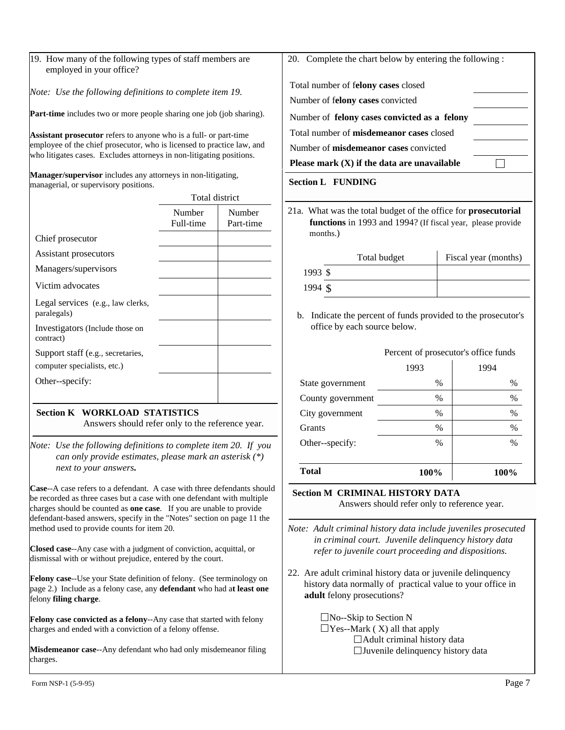19. How many of the following types of staff members are employed in your office?

*Note: Use the following definitions to complete item 19.*

**Part-time** includes two or more people sharing one job (job sharing).

**Assistant prosecutor** refers to anyone who is a full- or part-time employee of the chief prosecutor, who is licensed to practice law, and who litigates cases. Excludes attorneys in non-litigating positions.

**Manager/supervisor** includes any attorneys in non-litigating, managerial, or supervisory positions.

| | Total district | |
|---|---|---|
| | Number Full-time | Number Part-time |
| Chief prosecutor | | |
| Assistant prosecutors | | |
| Managers/supervisors | | |
| Victim advocates | | |
| Legal services (e.g., law clerks, paralegals) | | |
| Investigators (Include those on contract) | | |
| Support staff (e.g., secretaries, computer specialists, etc.) | | |
| Other--specify: | | |

## Section K WORKLOAD STATISTICS

Answers should refer only to the reference year.

*Note: Use the following definitions to complete item 20. If you can only provide estimates, please mark an asterisk (*) next to your answers.*

**Case**--A case refers to a defendant. A case with three defendants should be recorded as three cases but a case with one defendant with multiple charges should be counted as **one case**. If you are unable to provide defendant-based answers, specify in the "Notes" section on page 11 the method used to provide counts for item 20.

**Closed case**--Any case with a judgment of conviction, acquittal, or dismissal with or without prejudice, entered by the court.

**Felony case**--Use your State definition of felony. (See terminology on page 2.) Include as a felony case, any **defendant** who had a**t least one** felony **filing charge**.

**Felony case convicted as a felony**--Any case that started with felony charges and ended with a conviction of a felony offense.

**Misdemeanor case**--Any defendant who had only misdemeanor filing charges.

20. Complete the chart below by entering the following :

| | |
|---|---|
| Total number of f**elony cases** closed | |
| Number of f**elony cases** convicted | |
| Number of **felony cases convicted as a felony** | |
| Total number of **misdemeanor cases** closed | |
| Number of **misdemeanor cases** convicted | |
| **Please mark (X) if the data are unavailable** | ☐ |

## Section L FUNDING

21a. What was the total budget of the office for **prosecutorial functions** in 1993 and 1994? (If fiscal year, please provide months.)

| | Total budget | Fiscal year (months) |
|---|---|---|
| 1993 | $ | |
| 1994 | $ | |

b. Indicate the percent of funds provided to the prosecutor's office by each source below.

| | Percent of prosecutor's office funds | |
|---|---|---|
| | 1993 | 1994 |
| State government | % | % |
| County government | % | % |
| City government | % | % |
| Grants | % | % |
| Other--specify: | % | % |
| **Total** | **100%** | **100%** |

## Section M CRIMINAL HISTORY DATA

Answers should refer only to reference year.

*Note: Adult criminal history data include juveniles prosecuted in criminal court. Juvenile delinquency history data refer to juvenile court proceeding and dispositions.*

22. Are adult criminal history data or juvenile delinquency history data normally of practical value to your office in **adult** felony prosecutions?

☐ No--Skip to Section N
☐ Yes--Mark ( X) all that apply
  ☐ Adult criminal history data
  ☐ Juvenile delinquency history data

Form NSP-1 (5-9-95)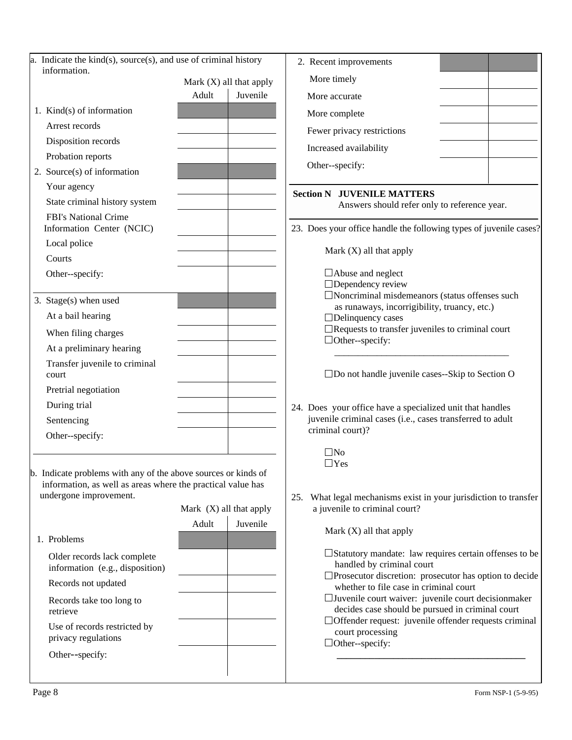a. Indicate the kind(s), source(s), and use of criminal history information.

Mark (X) all that apply

| | Adult | Juvenile |
|---|---|---|
| 1. Kind(s) of information | | |
| Arrest records | | |
| Disposition records | | |
| Probation reports | | |
| 2. Source(s) of information | | |
| Your agency | | |
| State criminal history system | | |
| FBI's National Crime Information Center (NCIC) | | |
| Local police | | |
| Courts | | |
| Other--specify: | | |
| 3. Stage(s) when used | | |
| At a bail hearing | | |
| When filing charges | | |
| At a preliminary hearing | | |
| Transfer juvenile to criminal court | | |
| Pretrial negotiation | | |
| During trial | | |
| Sentencing | | |
| Other--specify: | | |

b. Indicate problems with any of the above sources or kinds of information, as well as areas where the practical value has undergone improvement.

Mark (X) all that apply

| | Adult | Juvenile |
|---|---|---|
| 1. Problems | | |
| Older records lack complete information (e.g., disposition) | | |
| Records not updated | | |
| Records take too long to retrieve | | |
| Use of records restricted by privacy regulations | | |
| Other--specify: | | |
| 2. Recent improvements | | |
| More timely | | |
| More accurate | | |
| More complete | | |
| Fewer privacy restrictions | | |
| Increased availability | | |
| Other--specify: | | |

## Section N JUVENILE MATTERS

Answers should refer only to reference year.

23. Does your office handle the following types of juvenile cases?

Mark (X) all that apply

- ☐ Abuse and neglect
- ☐ Dependency review
- ☐ Noncriminal misdemeanors (status offenses such as runaways, incorrigibility, truancy, etc.)
- ☐ Delinquency cases
- ☐ Requests to transfer juveniles to criminal court
- ☐ Other--specify: ______________________

- ☐ Do not handle juvenile cases--Skip to Section O

24. Does your office have a specialized unit that handles juvenile criminal cases (i.e., cases transferred to adult criminal court)?

- ☐ No
- ☐ Yes

25. What legal mechanisms exist in your jurisdiction to transfer a juvenile to criminal court?

Mark (X) all that apply

- ☐ Statutory mandate: law requires certain offenses to be handled by criminal court
- ☐ Prosecutor discretion: prosecutor has option to decide whether to file case in criminal court
- ☐ Juvenile court waiver: juvenile court decisionmaker decides case should be pursued in criminal court
- ☐ Offender request: juvenile offender requests criminal court processing
- ☐ Other--specify: ______________________

Form NSP-1 (5-9-95)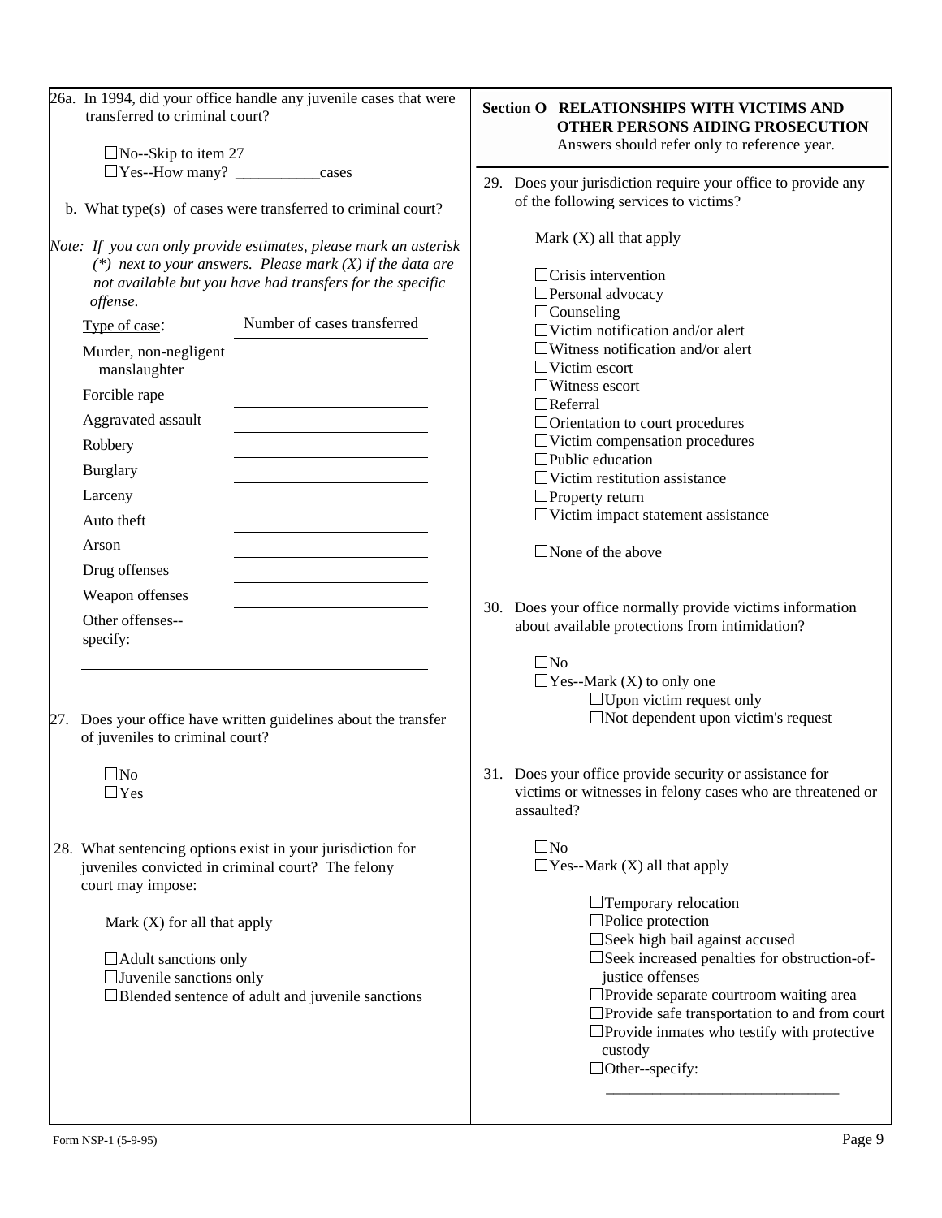26a. In 1994, did your office handle any juvenile cases that were transferred to criminal court?

- ☐ No--Skip to item 27
- ☐ Yes--How many? ___________ cases

b. What type(s) of cases were transferred to criminal court?

*Note: If you can only provide estimates, please mark an asterisk (*) next to your answers. Please mark (X) if the data are not available but you have had transfers for the specific offense.*

| Type of case: | Number of cases transferred |
|---|---|
| Murder, non-negligent manslaughter | ________ |
| Forcible rape | ________ |
| Aggravated assault | ________ |
| Robbery | ________ |
| Burglary | ________ |
| Larceny | ________ |
| Auto theft | ________ |
| Arson | ________ |
| Drug offenses | ________ |
| Weapon offenses | ________ |
| Other offenses--specify: ________ | |

27. Does your office have written guidelines about the transfer of juveniles to criminal court?

- ☐ No
- ☐ Yes

28. What sentencing options exist in your jurisdiction for juveniles convicted in criminal court? The felony court may impose:

Mark (X) for all that apply

- ☐ Adult sanctions only
- ☐ Juvenile sanctions only
- ☐ Blended sentence of adult and juvenile sanctions

## Section O RELATIONSHIPS WITH VICTIMS AND OTHER PERSONS AIDING PROSECUTION

Answers should refer only to reference year.

29. Does your jurisdiction require your office to provide any of the following services to victims?

Mark (X) all that apply

- ☐ Crisis intervention
- ☐ Personal advocacy
- ☐ Counseling
- ☐ Victim notification and/or alert
- ☐ Witness notification and/or alert
- ☐ Victim escort
- ☐ Witness escort
- ☐ Referral
- ☐ Orientation to court procedures
- ☐ Victim compensation procedures
- ☐ Public education
- ☐ Victim restitution assistance
- ☐ Property return
- ☐ Victim impact statement assistance

- ☐ None of the above

30. Does your office normally provide victims information about available protections from intimidation?

- ☐ No
- ☐ Yes--Mark (X) to only one
  - ☐ Upon victim request only
  - ☐ Not dependent upon victim's request

31. Does your office provide security or assistance for victims or witnesses in felony cases who are threatened or assaulted?

- ☐ No
- ☐ Yes--Mark (X) all that apply
  - ☐ Temporary relocation
  - ☐ Police protection
  - ☐ Seek high bail against accused
  - ☐ Seek increased penalties for obstruction-of-justice offenses
  - ☐ Provide separate courtroom waiting area
  - ☐ Provide safe transportation to and from court
  - ☐ Provide inmates who testify with protective custody
  - ☐ Other--specify: ______________________________

Form NSP-1 (5-9-95)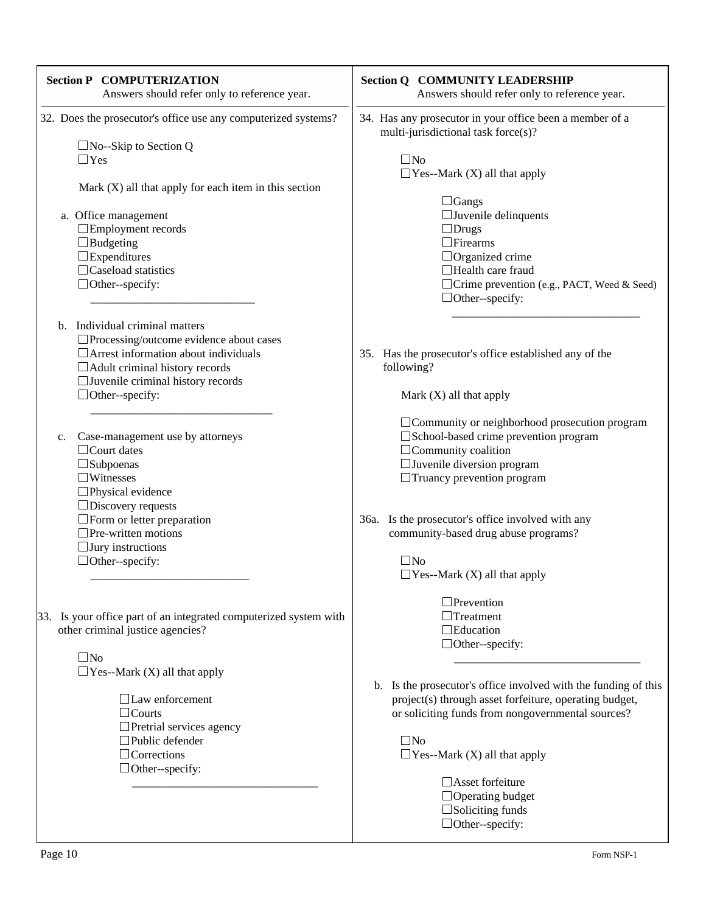## Section P COMPUTERIZATION

Answers should refer only to reference year.

32. Does the prosecutor's office use any computerized systems?

- ☐ No--Skip to Section Q
- ☐ Yes

Mark (X) all that apply for each item in this section

a. Office management
- ☐ Employment records
- ☐ Budgeting
- ☐ Expenditures
- ☐ Caseload statistics
- ☐ Other--specify: ____________________________

b. Individual criminal matters
- ☐ Processing/outcome evidence about cases
- ☐ Arrest information about individuals
- ☐ Adult criminal history records
- ☐ Juvenile criminal history records
- ☐ Other--specify: ____________________________

c. Case-management use by attorneys
- ☐ Court dates
- ☐ Subpoenas
- ☐ Witnesses
- ☐ Physical evidence
- ☐ Discovery requests
- ☐ Form or letter preparation
- ☐ Pre-written motions
- ☐ Jury instructions
- ☐ Other--specify: ____________________________

33. Is your office part of an integrated computerized system with other criminal justice agencies?

- ☐ No
- ☐ Yes--Mark (X) all that apply
  - ☐ Law enforcement
  - ☐ Courts
  - ☐ Pretrial services agency
  - ☐ Public defender
  - ☐ Corrections
  - ☐ Other--specify: ____________________________

## Section Q COMMUNITY LEADERSHIP

Answers should refer only to reference year.

34. Has any prosecutor in your office been a member of a multi-jurisdictional task force(s)?

- ☐ No
- ☐ Yes--Mark (X) all that apply
  - ☐ Gangs
  - ☐ Juvenile delinquents
  - ☐ Drugs
  - ☐ Firearms
  - ☐ Organized crime
  - ☐ Health care fraud
  - ☐ Crime prevention (e.g., PACT, Weed & Seed)
  - ☐ Other--specify: ____________________________

35. Has the prosecutor's office established any of the following?

Mark (X) all that apply

- ☐ Community or neighborhood prosecution program
- ☐ School-based crime prevention program
- ☐ Community coalition
- ☐ Juvenile diversion program
- ☐ Truancy prevention program

36a. Is the prosecutor's office involved with any community-based drug abuse programs?

- ☐ No
- ☐ Yes--Mark (X) all that apply
  - ☐ Prevention
  - ☐ Treatment
  - ☐ Education
  - ☐ Other--specify: ____________________________

b. Is the prosecutor's office involved with the funding of this project(s) through asset forfeiture, operating budget, or soliciting funds from nongovernmental sources?

- ☐ No
- ☐ Yes--Mark (X) all that apply
  - ☐ Asset forfeiture
  - ☐ Operating budget
  - ☐ Soliciting funds
  - ☐ Other--specify:

Form NSP-1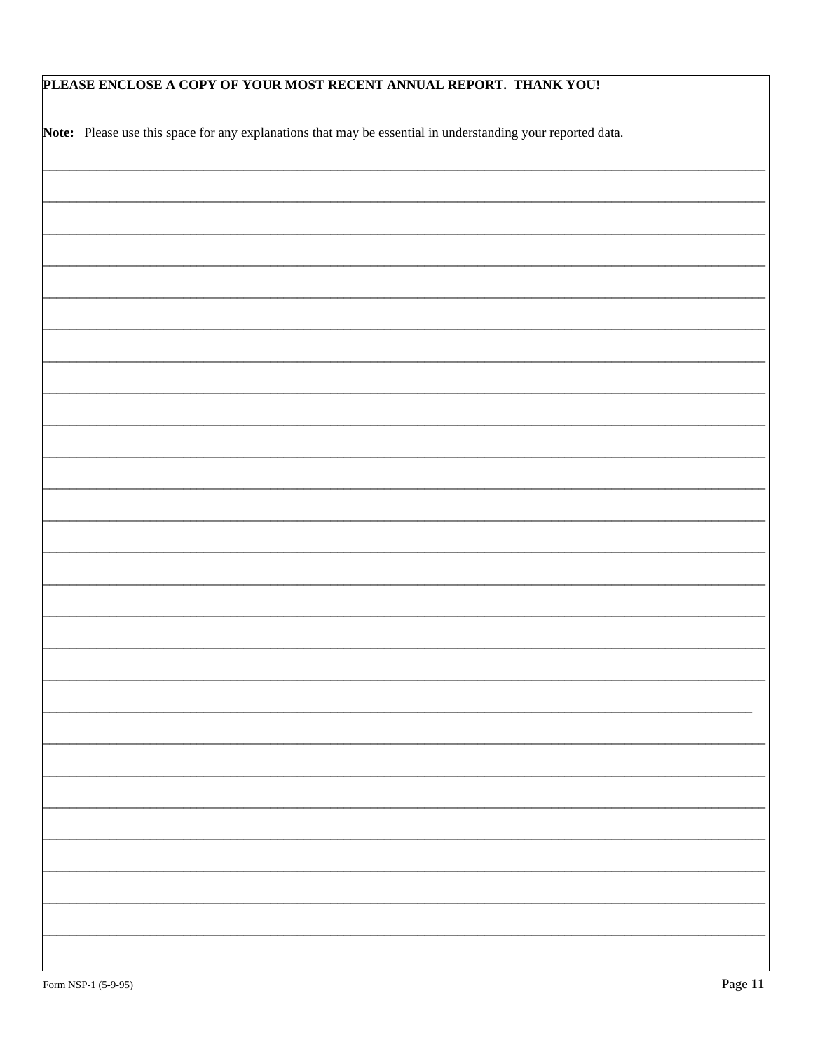**PLEASE ENCLOSE A COPY OF YOUR MOST RECENT ANNUAL REPORT. THANK YOU!**

**Note:** Please use this space for any explanations that may be essential in understanding your reported data.

Form NSP-1 (5-9-95)